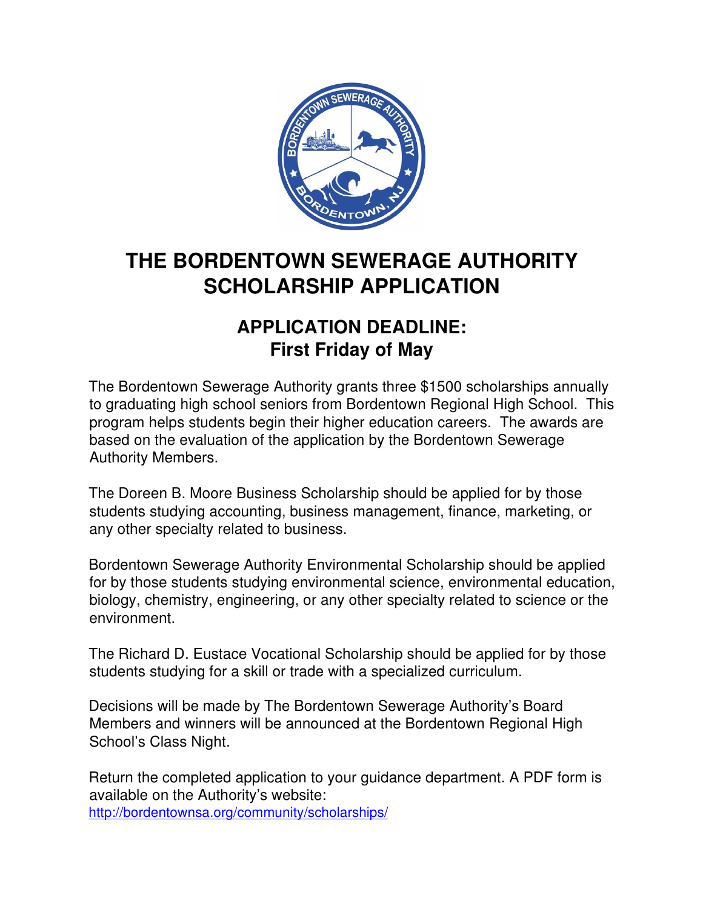# THE BORDENTOWN SEWERAGE AUTHORITY SCHOLARSHIP APPLICATION

## APPLICATION DEADLINE: First Friday of May

The Bordentown Sewerage Authority grants three $1500 scholarships annually to graduating high school seniors from Bordentown Regional High School. This program helps students begin their higher education careers. The awards are based on the evaluation of the application by the Bordentown Sewerage Authority Members.

The Doreen B. Moore Business Scholarship should be applied for by those students studying accounting, business management, finance, marketing, or any other specialty related to business.

Bordentown Sewerage Authority Environmental Scholarship should be applied for by those students studying environmental science, environmental education, biology, chemistry, engineering, or any other specialty related to science or the environment.

The Richard D. Eustace Vocational Scholarship should be applied for by those students studying for a skill or trade with a specialized curriculum.

Decisions will be made by The Bordentown Sewerage Authority's Board Members and winners will be announced at the Bordentown Regional High School's Class Night.

Return the completed application to your guidance department. A PDF form is available on the Authority's website:
http://bordentownsa.org/community/scholarships/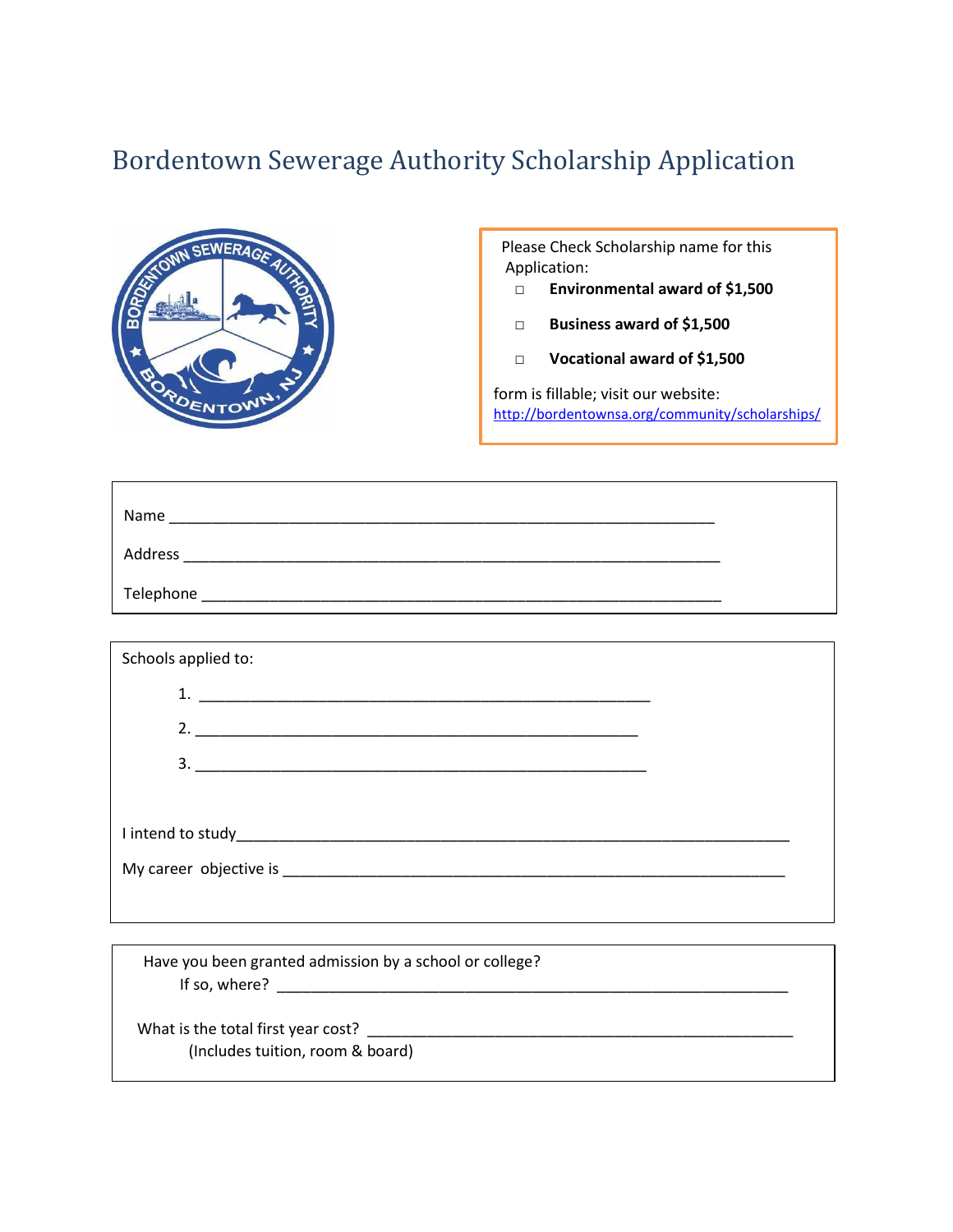# Bordentown Sewerage Authority Scholarship Application

Please Check Scholarship name for this Application:

- □ **Environmental award of $1,500**
- □ **Business award of $1,500**
- □ **Vocational award of $1,500**

form is fillable; visit our website: http://bordentownsa.org/community/scholarships/

Name ___________________________________________________________________

Address _________________________________________________________________

Telephone _______________________________________________________________

Schools applied to:

1. ______________________________________________________
2. ______________________________________________________
3. ______________________________________________________

I intend to study______________________________________________________________________

My career objective is ____________________________________________________________

Have you been granted admission by a school or college?
If so, where? ______________________________________________________________

What is the total first year cost? ___________________________________________________
(Includes tuition, room & board)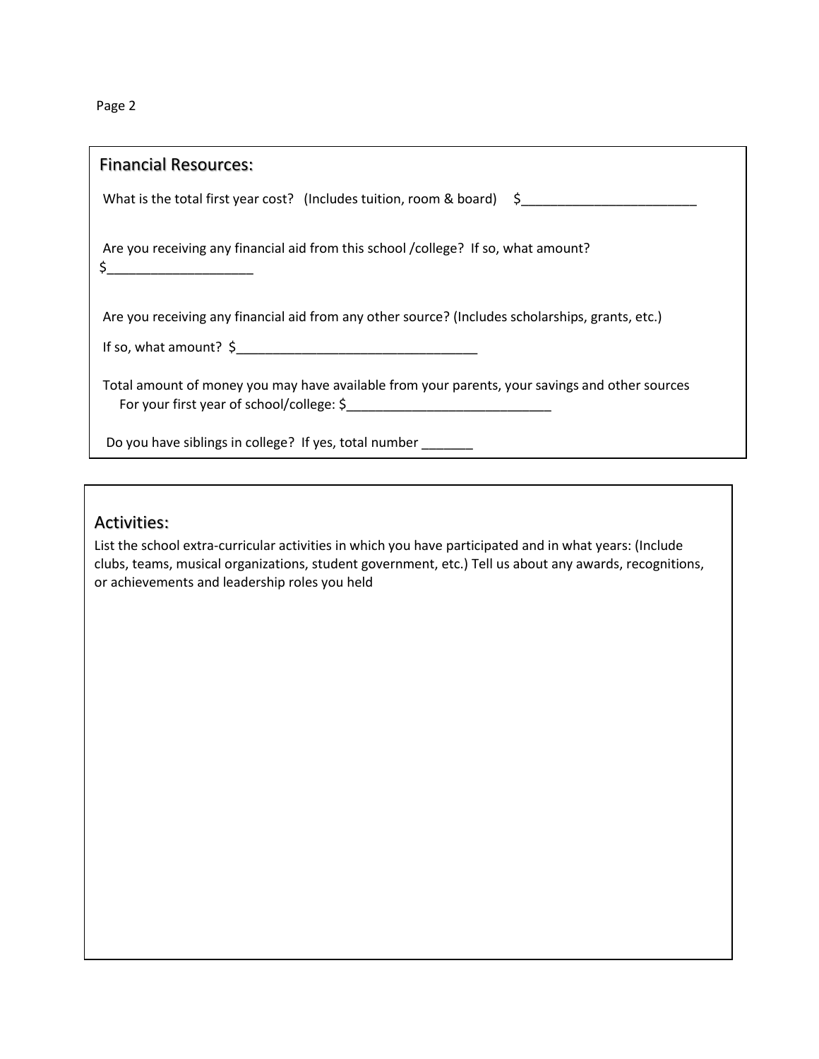## Financial Resources:

What is the total first year cost? (Includes tuition, room & board) $________________________

Are you receiving any financial aid from this school /college? If so, what amount?
$____________________

Are you receiving any financial aid from any other source? (Includes scholarships, grants, etc.)

If so, what amount? $_________________________________

Total amount of money you may have available from your parents, your savings and other sources For your first year of school/college: $____________________________

Do you have siblings in college? If yes, total number _______

## Activities:

List the school extra-curricular activities in which you have participated and in what years: (Include clubs, teams, musical organizations, student government, etc.) Tell us about any awards, recognitions, or achievements and leadership roles you held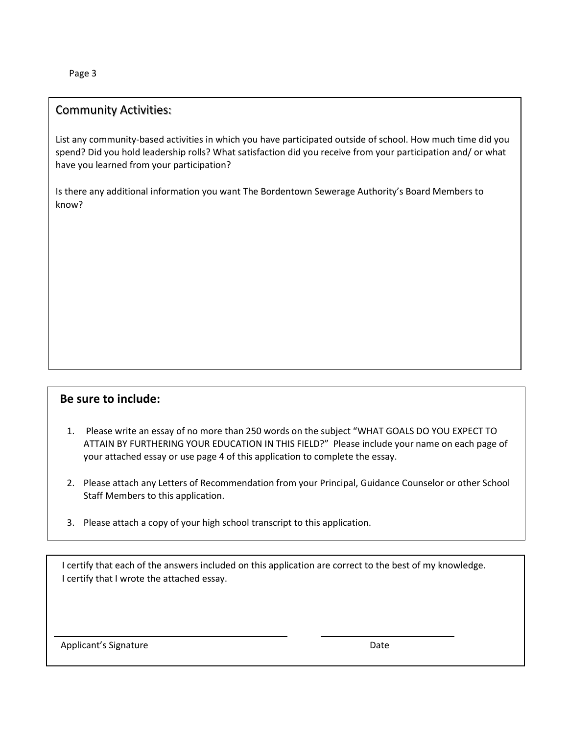## Community Activities:

List any community-based activities in which you have participated outside of school. How much time did you spend? Did you hold leadership rolls? What satisfaction did you receive from your participation and/ or what have you learned from your participation?

Is there any additional information you want The Bordentown Sewerage Authority's Board Members to know?

## Be sure to include:

1. Please write an essay of no more than 250 words on the subject "WHAT GOALS DO YOU EXPECT TO ATTAIN BY FURTHERING YOUR EDUCATION IN THIS FIELD?" Please include your name on each page of your attached essay or use page 4 of this application to complete the essay.

2. Please attach any Letters of Recommendation from your Principal, Guidance Counselor or other School Staff Members to this application.

3. Please attach a copy of your high school transcript to this application.

I certify that each of the answers included on this application are correct to the best of my knowledge.
I certify that I wrote the attached essay.

______________________________ ______________________
Applicant's Signature Date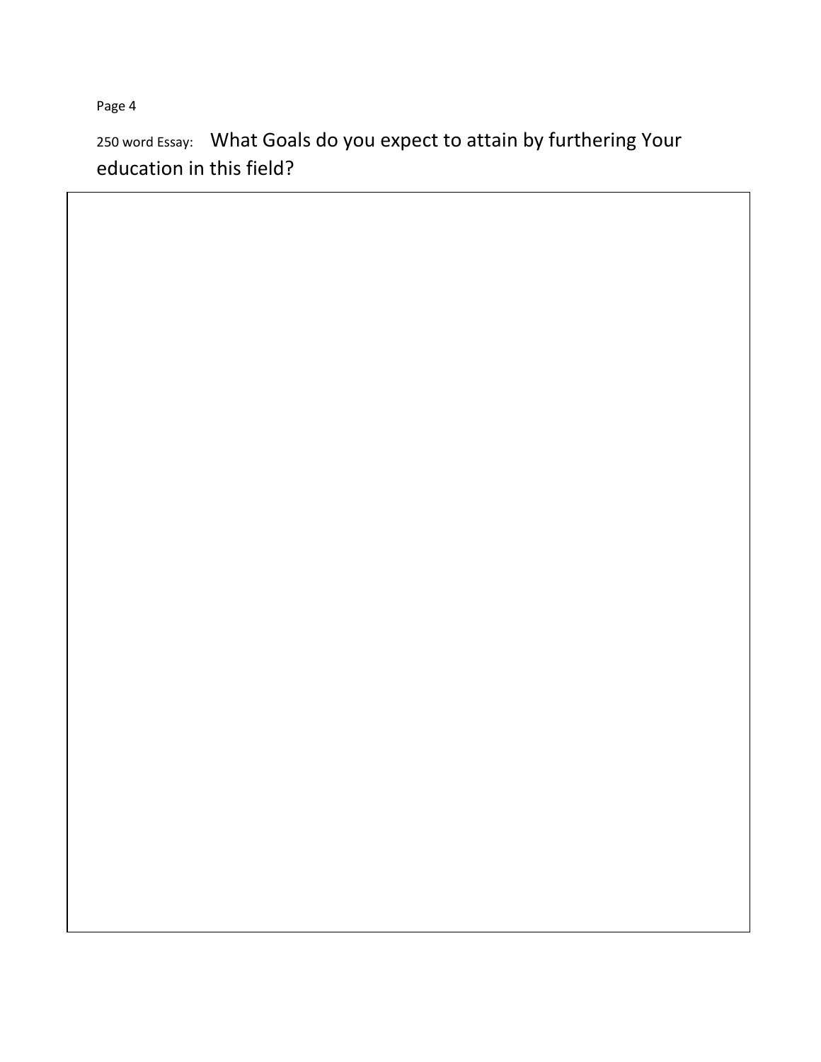250 word Essay: What Goals do you expect to attain by furthering Your education in this field?